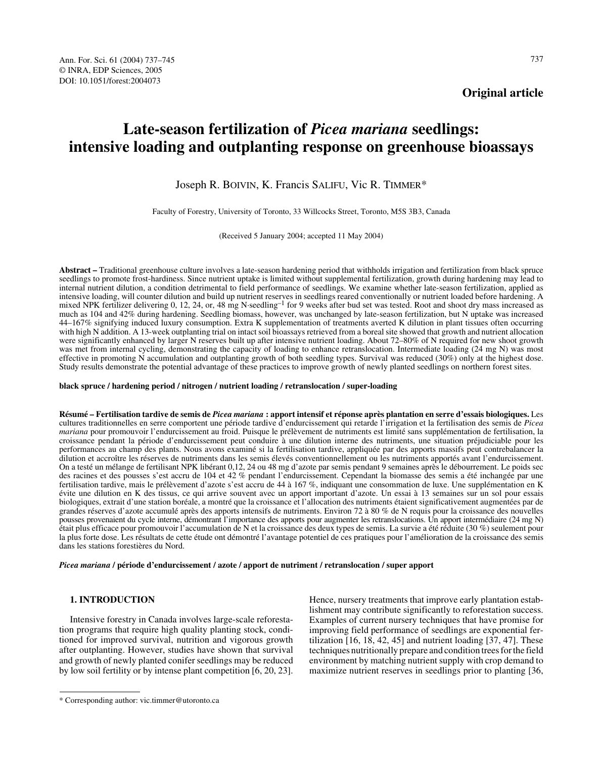**Original article**

# Late-season fertilization of *Picea mariana* seedlings: intensive loading and outplanting response on greenhouse bioassays

Joseph R. BOIVIN, K. Francis SALIFU, Vic R. TIMMER*

Faculty of Forestry, University of Toronto, 33 Willcocks Street, Toronto, M5S 3B3, Canada

(Received 5 January 2004; accepted 11 May 2004)

**Abstract –** Traditional greenhouse culture involves a late-season hardening period that withholds irrigation and fertilization from black spruce seedlings to promote frost-hardiness. Since nutrient uptake is limited without supplemental fertilization, growth during hardening may lead to internal nutrient dilution, a condition detrimental to field performance of seedlings. We examine whether late-season fertilization, applied as intensive loading, will counter dilution and build up nutrient reserves in seedlings reared conventionally or nutrient loaded before hardening. A mixed NPK fertilizer delivering 0, 12, 24, or, 48 mg N·seedling$^{-1}$ for 9 weeks after bud set was tested. Root and shoot dry mass increased as much as 104 and 42% during hardening. Seedling biomass, however, was unchanged by late-season fertilization, but N uptake was increased 44–167% signifying induced luxury consumption. Extra K supplementation of treatments averted K dilution in plant tissues often occurring with high N addition. A 13-week outplanting trial on intact soil bioassays retrieved from a boreal site showed that growth and nutrient allocation were significantly enhanced by larger N reserves built up after intensive nutrient loading. About 72–80% of N required for new shoot growth was met from internal cycling, demonstrating the capacity of loading to enhance retranslocation. Intermediate loading (24 mg N) was most effective in promoting N accumulation and outplanting growth of both seedling types. Survival was reduced (30%) only at the highest dose. Study results demonstrate the potential advantage of these practices to improve growth of newly planted seedlings on northern forest sites.

**black spruce / hardening period / nitrogen / nutrient loading / retranslocation / super-loading**

**Résumé – Fertilisation tardive de semis de *Picea mariana* : apport intensif et réponse après plantation en serre d'essais biologiques.** Les cultures traditionnelles en serre comportent une période tardive d'endurcissement qui retarde l'irrigation et la fertilisation des semis de *Picea mariana* pour promouvoir l'endurcissement au froid. Puisque le prélèvement de nutriments est limité sans supplémentation de fertilisation, la croissance pendant la période d'endurcissement peut conduire à une dilution interne des nutriments, une situation préjudiciable pour les performances au champ des plants. Nous avons examiné si la fertilisation tardive, appliquée par des apports massifs peut contrebalancer la dilution et accroître les réserves de nutriments dans les semis élevés conventionnellement ou les nutriments apportés avant l'endurcissement. On a testé un mélange de fertilisant NPK libérant 0,12, 24 ou 48 mg d'azote par semis pendant 9 semaines après le débourrement. Le poids sec des racines et des pousses s'est accru de 104 et 42 % pendant l'endurcissement. Cependant la biomasse des semis a été inchangée par une fertilisation tardive, mais le prélèvement d'azote s'est accru de 44 à 167 %, indiquant une consommation de luxe. Une supplémentation en K évite une dilution en K des tissus, ce qui arrive souvent avec un apport important d'azote. Un essai à 13 semaines sur un sol pour essais biologiques, extrait d'une station boréale, a montré que la croissance et l'allocation des nutriments étaient significativement augmentées par de grandes réserves d'azote accumulé après des apports intensifs de nutriments. Environ 72 à 80 % de N requis pour la croissance des nouvelles pousses provenaient du cycle interne, démontrant l'importance des apports pour augmenter les retranslocations. Un apport intermédiaire (24 mg N) était plus efficace pour promouvoir l'accumulation de N et la croissance des deux types de semis. La survie a été réduite (30 %) seulement pour la plus forte dose. Les résultats de cette étude ont démontré l'avantage potentiel de ces pratiques pour l'amélioration de la croissance des semis dans les stations forestières du Nord.

***Picea mariana* / période d'endurcissement / azote / apport de nutriment / retranslocation / super apport**

## 1. INTRODUCTION

Intensive forestry in Canada involves large-scale reforestation programs that require high quality planting stock, conditioned for improved survival, nutrition and vigorous growth after outplanting. However, studies have shown that survival and growth of newly planted conifer seedlings may be reduced by low soil fertility or by intense plant competition [6, 20, 23]. Hence, nursery treatments that improve early plantation establishment may contribute significantly to reforestation success. Examples of current nursery techniques that have promise for improving field performance of seedlings are exponential fertilization [16, 18, 42, 45] and nutrient loading [37, 47]. These techniques nutritionally prepare and condition trees for the field environment by matching nutrient supply with crop demand to maximize nutrient reserves in seedlings prior to planting [36,

\* Corresponding author: vic.timmer@utoronto.ca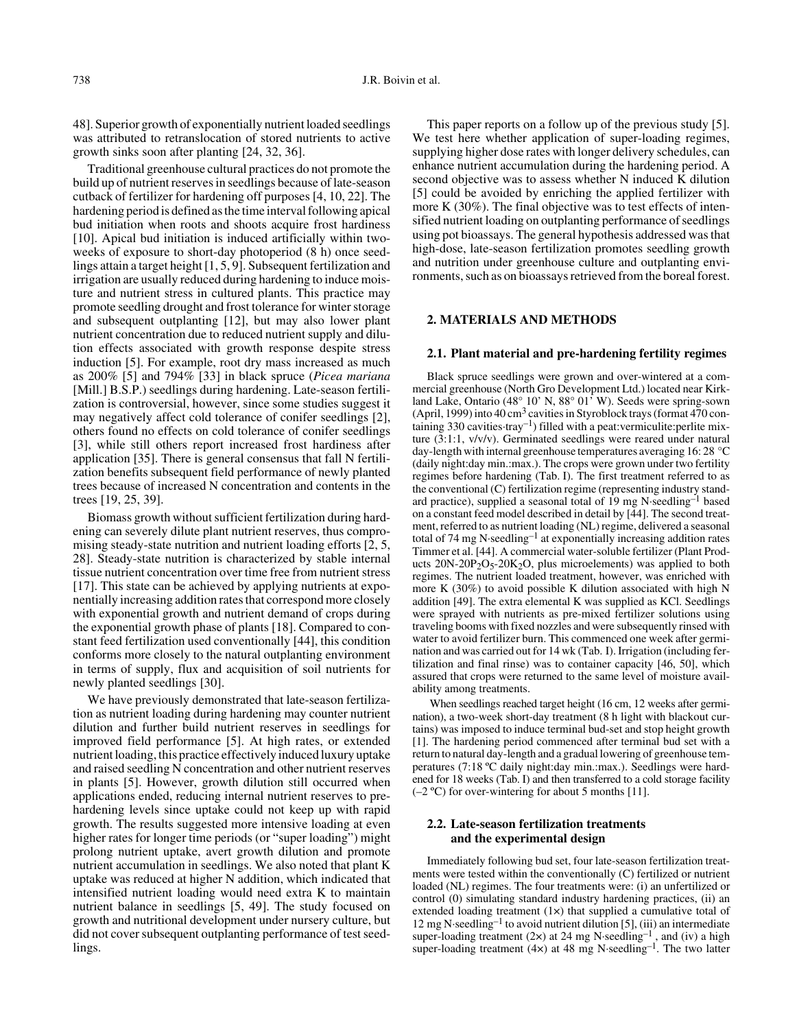48]. Superior growth of exponentially nutrient loaded seedlings was attributed to retranslocation of stored nutrients to active growth sinks soon after planting [24, 32, 36].

Traditional greenhouse cultural practices do not promote the build up of nutrient reserves in seedlings because of late-season cutback of fertilizer for hardening off purposes [4, 10, 22]. The hardening period is defined as the time interval following apical bud initiation when roots and shoots acquire frost hardiness [10]. Apical bud initiation is induced artificially within two-weeks of exposure to short-day photoperiod (8 h) once seedlings attain a target height [1, 5, 9]. Subsequent fertilization and irrigation are usually reduced during hardening to induce moisture and nutrient stress in cultured plants. This practice may promote seedling drought and frost tolerance for winter storage and subsequent outplanting [12], but may also lower plant nutrient concentration due to reduced nutrient supply and dilution effects associated with growth response despite stress induction [5]. For example, root dry mass increased as much as 200% [5] and 794% [33] in black spruce (*Picea mariana* [Mill.] B.S.P.) seedlings during hardening. Late-season fertilization is controversial, however, since some studies suggest it may negatively affect cold tolerance of conifer seedlings [2], others found no effects on cold tolerance of conifer seedlings [3], while still others report increased frost hardiness after application [35]. There is general consensus that fall N fertilization benefits subsequent field performance of newly planted trees because of increased N concentration and contents in the trees [19, 25, 39].

Biomass growth without sufficient fertilization during hardening can severely dilute plant nutrient reserves, thus compromising steady-state nutrition and nutrient loading efforts [2, 5, 28]. Steady-state nutrition is characterized by stable internal tissue nutrient concentration over time free from nutrient stress [17]. This state can be achieved by applying nutrients at exponentially increasing addition rates that correspond more closely with exponential growth and nutrient demand of crops during the exponential growth phase of plants [18]. Compared to constant feed fertilization used conventionally [44], this condition conforms more closely to the natural outplanting environment in terms of supply, flux and acquisition of soil nutrients for newly planted seedlings [30].

We have previously demonstrated that late-season fertilization as nutrient loading during hardening may counter nutrient dilution and further build nutrient reserves in seedlings for improved field performance [5]. At high rates, or extended nutrient loading, this practice effectively induced luxury uptake and raised seedling N concentration and other nutrient reserves in plants [5]. However, growth dilution still occurred when applications ended, reducing internal nutrient reserves to pre-hardening levels since uptake could not keep up with rapid growth. The results suggested more intensive loading at even higher rates for longer time periods (or "super loading") might prolong nutrient uptake, avert growth dilution and promote nutrient accumulation in seedlings. We also noted that plant K uptake was reduced at higher N addition, which indicated that intensified nutrient loading would need extra K to maintain nutrient balance in seedlings [5, 49]. The study focused on growth and nutritional development under nursery culture, but did not cover subsequent outplanting performance of test seedlings.

This paper reports on a follow up of the previous study [5]. We test here whether application of super-loading regimes, supplying higher dose rates with longer delivery schedules, can enhance nutrient accumulation during the hardening period. A second objective was to assess whether N induced K dilution [5] could be avoided by enriching the applied fertilizer with more K (30%). The final objective was to test effects of intensified nutrient loading on outplanting performance of seedlings using pot bioassays. The general hypothesis addressed was that high-dose, late-season fertilization promotes seedling growth and nutrition under greenhouse culture and outplanting environments, such as on bioassays retrieved from the boreal forest.

## 2. MATERIALS AND METHODS

### 2.1. Plant material and pre-hardening fertility regimes

Black spruce seedlings were grown and over-wintered at a commercial greenhouse (North Gro Development Ltd.) located near Kirkland Lake, Ontario (48° 10' N, 88° 01' W). Seeds were spring-sown (April, 1999) into 40 $cm^3$ cavities in Styroblock trays (format 470 containing 330 cavities·tray$^{-1}$) filled with a peat:vermiculite:perlite mixture (3:1:1, v/v/v). Germinated seedlings were reared under natural day-length with internal greenhouse temperatures averaging 16: 28 °C (daily night:day min.:max.). The crops were grown under two fertility regimes before hardening (Tab. I). The first treatment referred to as the conventional (C) fertilization regime (representing industry standard practice), supplied a seasonal total of 19 mg N·seedling$^{-1}$ based on a constant feed model described in detail by [44]. The second treatment, referred to as nutrient loading (NL) regime, delivered a seasonal total of 74 mg N·seedling$^{-1}$ at exponentially increasing addition rates Timmer et al. [44]. A commercial water-soluble fertilizer (Plant Products 20N-20$P_2O_5$-20$K_2O$, plus microelements) was applied to both regimes. The nutrient loaded treatment, however, was enriched with more K (30%) to avoid possible K dilution associated with high N addition [49]. The extra elemental K was supplied as KCl. Seedlings were sprayed with nutrients as pre-mixed fertilizer solutions using traveling booms with fixed nozzles and were subsequently rinsed with water to avoid fertilizer burn. This commenced one week after germination and was carried out for 14 wk (Tab. I). Irrigation (including fertilization and final rinse) was to container capacity [46, 50], which assured that crops were returned to the same level of moisture availability among treatments.

When seedlings reached target height (16 cm, 12 weeks after germination), a two-week short-day treatment (8 h light with blackout curtains) was imposed to induce terminal bud-set and stop height growth [1]. The hardening period commenced after terminal bud set with a return to natural day-length and a gradual lowering of greenhouse temperatures (7:18 ºC daily night:day min.:max.). Seedlings were hardened for 18 weeks (Tab. I) and then transferred to a cold storage facility (–2 ºC) for over-wintering for about 5 months [11].

### 2.2. Late-season fertilization treatments and the experimental design

Immediately following bud set, four late-season fertilization treatments were tested within the conventionally (C) fertilized or nutrient loaded (NL) regimes. The four treatments were: (i) an unfertilized or control (0) simulating standard industry hardening practices, (ii) an extended loading treatment (1×) that supplied a cumulative total of 12 mg N·seedling$^{-1}$ to avoid nutrient dilution [5], (iii) an intermediate super-loading treatment (2×) at 24 mg N·seedling$^{-1}$, and (iv) a high super-loading treatment (4×) at 48 mg N·seedling$^{-1}$. The two latter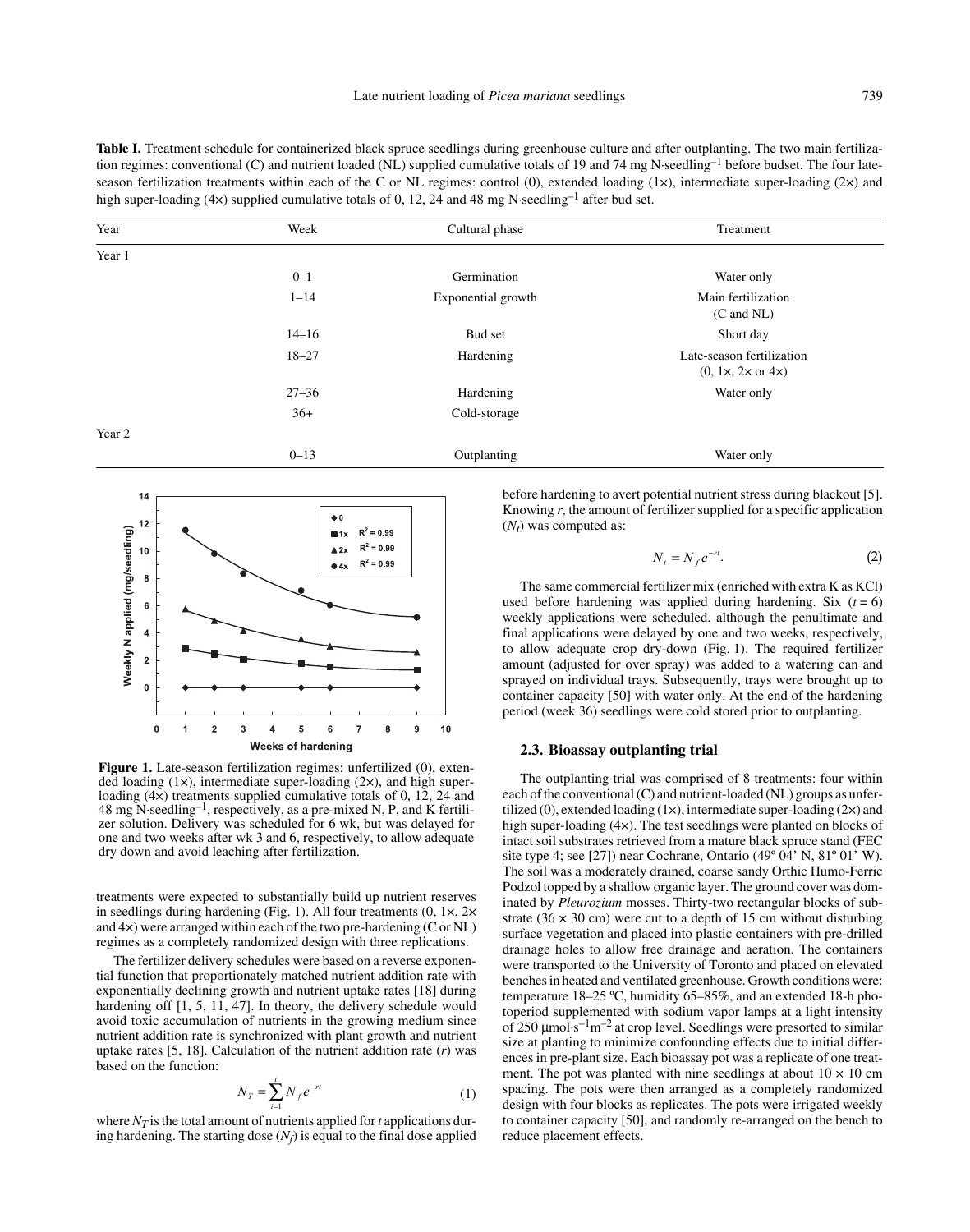**Table I.** Treatment schedule for containerized black spruce seedlings during greenhouse culture and after outplanting. The two main fertilization regimes: conventional (C) and nutrient loaded (NL) supplied cumulative totals of 19 and 74 mg N·seedling$^{-1}$ before budset. The four late-season fertilization treatments within each of the C or NL regimes: control (0), extended loading (1×), intermediate super-loading (2×) and high super-loading (4×) supplied cumulative totals of 0, 12, 24 and 48 mg N·seedling$^{-1}$ after bud set.

| Year | Week | Cultural phase | Treatment |
|---|---|---|---|
| Year 1 | | | |
| | 0–1 | Germination | Water only |
| | 1–14 | Exponential growth | Main fertilization (C and NL) |
| | 14–16 | Bud set | Short day |
| | 18–27 | Hardening | Late-season fertilization (0, 1×, 2× or 4×) |
| | 27–36 | Hardening | Water only |
| | 36+ | Cold-storage | |
| Year 2 | | | |
| | 0–13 | Outplanting | Water only |

**Figure 1.** Late-season fertilization regimes: unfertilized (0), extended loading (1×), intermediate super-loading (2×), and high super-loading (4×) treatments supplied cumulative totals of 0, 12, 24 and 48 mg N·seedling$^{-1}$, respectively, as a pre-mixed N, P, and K fertilizer solution. Delivery was scheduled for 6 wk, but was delayed for one and two weeks after wk 3 and 6, respectively, to allow adequate dry down and avoid leaching after fertilization.

treatments were expected to substantially build up nutrient reserves in seedlings during hardening (Fig. 1). All four treatments (0, 1×, 2× and 4×) were arranged within each of the two pre-hardening (C or NL) regimes as a completely randomized design with three replications.

The fertilizer delivery schedules were based on a reverse exponential function that proportionately matched nutrient addition rate with exponentially declining growth and nutrient uptake rates [18] during hardening off [1, 5, 11, 47]. In theory, the delivery schedule would avoid toxic accumulation of nutrients in the growing medium since nutrient addition rate is synchronized with plant growth and nutrient uptake rates [5, 18]. Calculation of the nutrient addition rate ($r$) was based on the function:

$$N_T = \sum_{i=1}^{t} N_f e^{-rt} \tag{1}$$

where $N_T$ is the total amount of nutrients applied for $t$ applications during hardening. The starting dose ($N_f$) is equal to the final dose applied before hardening to avert potential nutrient stress during blackout [5]. Knowing $r$, the amount of fertilizer supplied for a specific application ($N_t$) was computed as:

$$N_t = N_f e^{-rt}. \tag{2}$$

The same commercial fertilizer mix (enriched with extra K as KCl) used before hardening was applied during hardening. Six ($t = 6$) weekly applications were scheduled, although the penultimate and final applications were delayed by one and two weeks, respectively, to allow adequate crop dry-down (Fig. 1). The required fertilizer amount (adjusted for over spray) was added to a watering can and sprayed on individual trays. Subsequently, trays were brought up to container capacity [50] with water only. At the end of the hardening period (week 36) seedlings were cold stored prior to outplanting.

### 2.3. Bioassay outplanting trial

The outplanting trial was comprised of 8 treatments: four within each of the conventional (C) and nutrient-loaded (NL) groups as unfertilized (0), extended loading (1×), intermediate super-loading (2×) and high super-loading (4×). The test seedlings were planted on blocks of intact soil substrates retrieved from a mature black spruce stand (FEC site type 4; see [27]) near Cochrane, Ontario (49º 04' N, 81º 01' W). The soil was a moderately drained, coarse sandy Orthic Humo-Ferric Podzol topped by a shallow organic layer. The ground cover was dominated by *Pleurozium* mosses. Thirty-two rectangular blocks of substrate (36 × 30 cm) were cut to a depth of 15 cm without disturbing surface vegetation and placed into plastic containers with pre-drilled drainage holes to allow free drainage and aeration. The containers were transported to the University of Toronto and placed on elevated benches in heated and ventilated greenhouse. Growth conditions were: temperature 18–25 ºC, humidity 65–85%, and an extended 18-h photoperiod supplemented with sodium vapor lamps at a light intensity of 250 µmol·s$^{-1}$m$^{-2}$ at crop level. Seedlings were presorted to similar size at planting to minimize confounding effects due to initial differences in pre-plant size. Each bioassay pot was a replicate of one treatment. The pot was planted with nine seedlings at about 10 × 10 cm spacing. The pots were then arranged as a completely randomized design with four blocks as replicates. The pots were irrigated weekly to container capacity [50], and randomly re-arranged on the bench to reduce placement effects.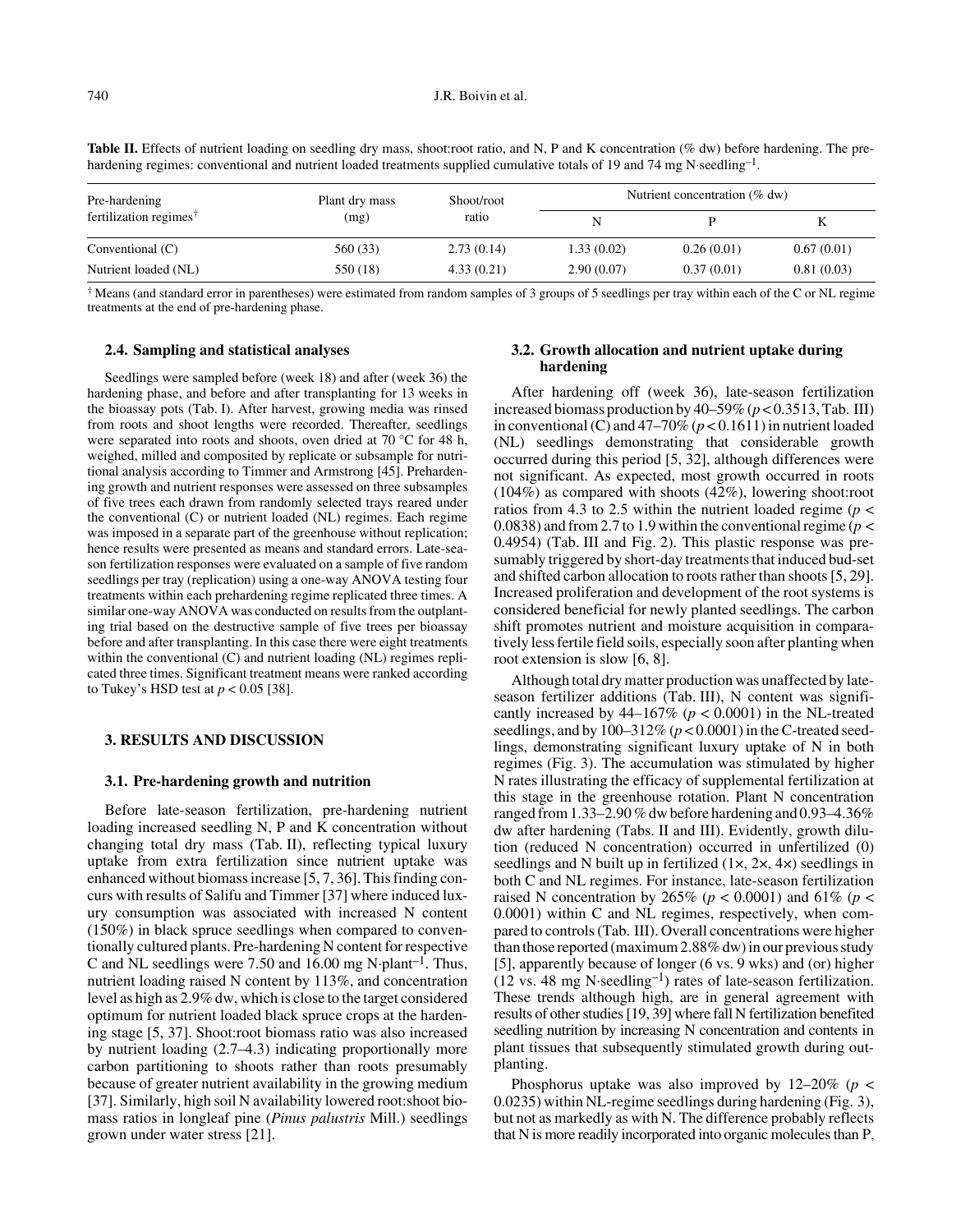**Table II.** Effects of nutrient loading on seedling dry mass, shoot:root ratio, and N, P and K concentration (% dw) before hardening. The pre-hardening regimes: conventional and nutrient loaded treatments supplied cumulative totals of 19 and 74 mg N·seedling$^{-1}$.

| Pre-hardening fertilization regimes† | Plant dry mass (mg) | Shoot/root ratio | Nutrient concentration (% dw) | | |
|---|---|---|---|---|---|
| | | | N | P | K |
| Conventional (C) | 560 (33) | 2.73 (0.14) | 1.33 (0.02) | 0.26 (0.01) | 0.67 (0.01) |
| Nutrient loaded (NL) | 550 (18) | 4.33 (0.21) | 2.90 (0.07) | 0.37 (0.01) | 0.81 (0.03) |

† Means (and standard error in parentheses) were estimated from random samples of 3 groups of 5 seedlings per tray within each of the C or NL regime treatments at the end of pre-hardening phase.

### 2.4. Sampling and statistical analyses

Seedlings were sampled before (week 18) and after (week 36) the hardening phase, and before and after transplanting for 13 weeks in the bioassay pots (Tab. I). After harvest, growing media was rinsed from roots and shoot lengths were recorded. Thereafter, seedlings were separated into roots and shoots, oven dried at 70 °C for 48 h, weighed, milled and composited by replicate or subsample for nutritional analysis according to Timmer and Armstrong [45]. Prehardening growth and nutrient responses were assessed on three subsamples of five trees each drawn from randomly selected trays reared under the conventional (C) or nutrient loaded (NL) regimes. Each regime was imposed in a separate part of the greenhouse without replication; hence results were presented as means and standard errors. Late-season fertilization responses were evaluated on a sample of five random seedlings per tray (replication) using a one-way ANOVA testing four treatments within each prehardening regime replicated three times. A similar one-way ANOVA was conducted on results from the outplanting trial based on the destructive sample of five trees per bioassay before and after transplanting. In this case there were eight treatments within the conventional (C) and nutrient loading (NL) regimes replicated three times. Significant treatment means were ranked according to Tukey's HSD test at $p < 0.05$ [38].

## 3. RESULTS AND DISCUSSION

### 3.1. Pre-hardening growth and nutrition

Before late-season fertilization, pre-hardening nutrient loading increased seedling N, P and K concentration without changing total dry mass (Tab. II), reflecting typical luxury uptake from extra fertilization since nutrient uptake was enhanced without biomass increase [5, 7, 36]. This finding concurs with results of Salifu and Timmer [37] where induced luxury consumption was associated with increased N content (150%) in black spruce seedlings when compared to conventionally cultured plants. Pre-hardening N content for respective C and NL seedlings were 7.50 and 16.00 mg N·plant$^{-1}$. Thus, nutrient loading raised N content by 113%, and concentration level as high as 2.9% dw, which is close to the target considered optimum for nutrient loaded black spruce crops at the hardening stage [5, 37]. Shoot:root biomass ratio was also increased by nutrient loading (2.7–4.3) indicating proportionally more carbon partitioning to shoots rather than roots presumably because of greater nutrient availability in the growing medium [37]. Similarly, high soil N availability lowered root:shoot biomass ratios in longleaf pine (*Pinus palustris* Mill.) seedlings grown under water stress [21].

### 3.2. Growth allocation and nutrient uptake during hardening

After hardening off (week 36), late-season fertilization increased biomass production by 40–59% ($p < 0.3513$, Tab. III) in conventional (C) and 47–70% ($p < 0.1611$) in nutrient loaded (NL) seedlings demonstrating that considerable growth occurred during this period [5, 32], although differences were not significant. As expected, most growth occurred in roots (104%) as compared with shoots (42%), lowering shoot:root ratios from 4.3 to 2.5 within the nutrient loaded regime ($p < 0.0838$) and from 2.7 to 1.9 within the conventional regime ($p < 0.4954$) (Tab. III and Fig. 2). This plastic response was presumably triggered by short-day treatments that induced bud-set and shifted carbon allocation to roots rather than shoots [5, 29]. Increased proliferation and development of the root systems is considered beneficial for newly planted seedlings. The carbon shift promotes nutrient and moisture acquisition in comparatively less fertile field soils, especially soon after planting when root extension is slow [6, 8].

Although total dry matter production was unaffected by late-season fertilizer additions (Tab. III), N content was significantly increased by 44–167% ($p < 0.0001$) in the NL-treated seedlings, and by 100–312% ($p < 0.0001$) in the C-treated seedlings, demonstrating significant luxury uptake of N in both regimes (Fig. 3). The accumulation was stimulated by higher N rates illustrating the efficacy of supplemental fertilization at this stage in the greenhouse rotation. Plant N concentration ranged from 1.33–2.90 % dw before hardening and 0.93–4.36% dw after hardening (Tabs. II and III). Evidently, growth dilution (reduced N concentration) occurred in unfertilized (0) seedlings and N built up in fertilized (1×, 2×, 4×) seedlings in both C and NL regimes. For instance, late-season fertilization raised N concentration by 265% ($p < 0.0001$) and 61% ($p < 0.0001$) within C and NL regimes, respectively, when compared to controls (Tab. III). Overall concentrations were higher than those reported (maximum 2.88% dw) in our previous study [5], apparently because of longer (6 vs. 9 wks) and (or) higher (12 vs. 48 mg N·seedling$^{-1}$) rates of late-season fertilization. These trends although high, are in general agreement with results of other studies [19, 39] where fall N fertilization benefited seedling nutrition by increasing N concentration and contents in plant tissues that subsequently stimulated growth during outplanting.

Phosphorus uptake was also improved by 12–20% ($p < 0.0235$) within NL-regime seedlings during hardening (Fig. 3), but not as markedly as with N. The difference probably reflects that N is more readily incorporated into organic molecules than P,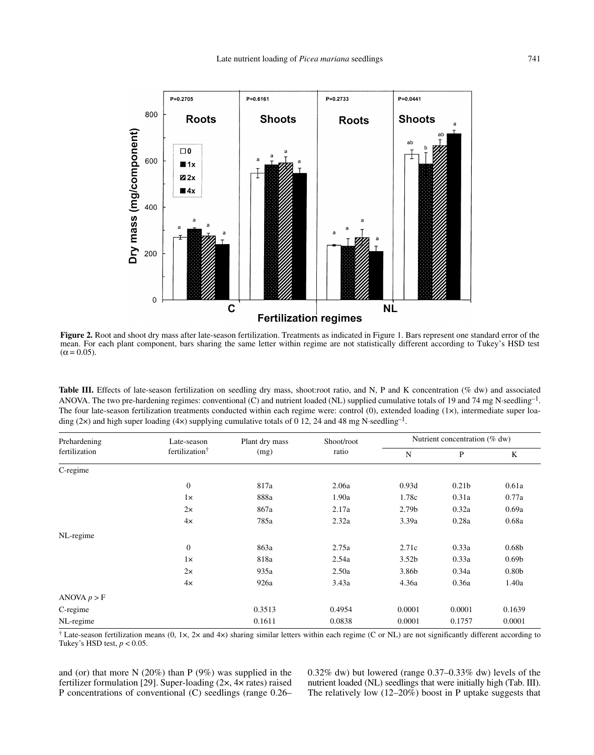**Figure 2.** Root and shoot dry mass after late-season fertilization. Treatments as indicated in Figure 1. Bars represent one standard error of the mean. For each plant component, bars sharing the same letter within regime are not statistically different according to Tukey's HSD test ($\alpha = 0.05$).

**Table III.** Effects of late-season fertilization on seedling dry mass, shoot:root ratio, and N, P and K concentration (% dw) and associated ANOVA. The two pre-hardening regimes: conventional (C) and nutrient loaded (NL) supplied cumulative totals of 19 and 74 mg N·seedling$^{-1}$. The four late-season fertilization treatments conducted within each regime were: control (0), extended loading (1×), intermediate super loading (2×) and high super loading (4×) supplying cumulative totals of 0 12, 24 and 48 mg N·seedling$^{-1}$.

| Prehardening fertilization | Late-season fertilization† | Plant dry mass (mg) | Shoot/root ratio | Nutrient concentration (% dw) | | |
|---|---|---|---|---|---|---|
| | | | | N | P | K |
| C-regime | | | | | | |
| | 0 | 817a | 2.06a | 0.93d | 0.21b | 0.61a |
| | 1× | 888a | 1.90a | 1.78c | 0.31a | 0.77a |
| | 2× | 867a | 2.17a | 2.79b | 0.32a | 0.69a |
| | 4× | 785a | 2.32a | 3.39a | 0.28a | 0.68a |
| NL-regime | | | | | | |
| | 0 | 863a | 2.75a | 2.71c | 0.33a | 0.68b |
| | 1× | 818a | 2.54a | 3.52b | 0.33a | 0.69b |
| | 2× | 935a | 2.50a | 3.86b | 0.34a | 0.80b |
| | 4× | 926a | 3.43a | 4.36a | 0.36a | 1.40a |
| ANOVA $p > F$ | | | | | | |
| C-regime | | 0.3513 | 0.4954 | 0.0001 | 0.0001 | 0.1639 |
| NL-regime | | 0.1611 | 0.0838 | 0.0001 | 0.1757 | 0.0001 |

† Late-season fertilization means (0, 1×, 2× and 4×) sharing similar letters within each regime (C or NL) are not significantly different according to Tukey's HSD test, $p < 0.05$.

and (or) that more N (20%) than P (9%) was supplied in the fertilizer formulation [29]. Super-loading (2×, 4× rates) raised P concentrations of conventional (C) seedlings (range 0.26–0.32% dw) but lowered (range 0.37–0.33% dw) levels of the nutrient loaded (NL) seedlings that were initially high (Tab. III). The relatively low (12–20%) boost in P uptake suggests that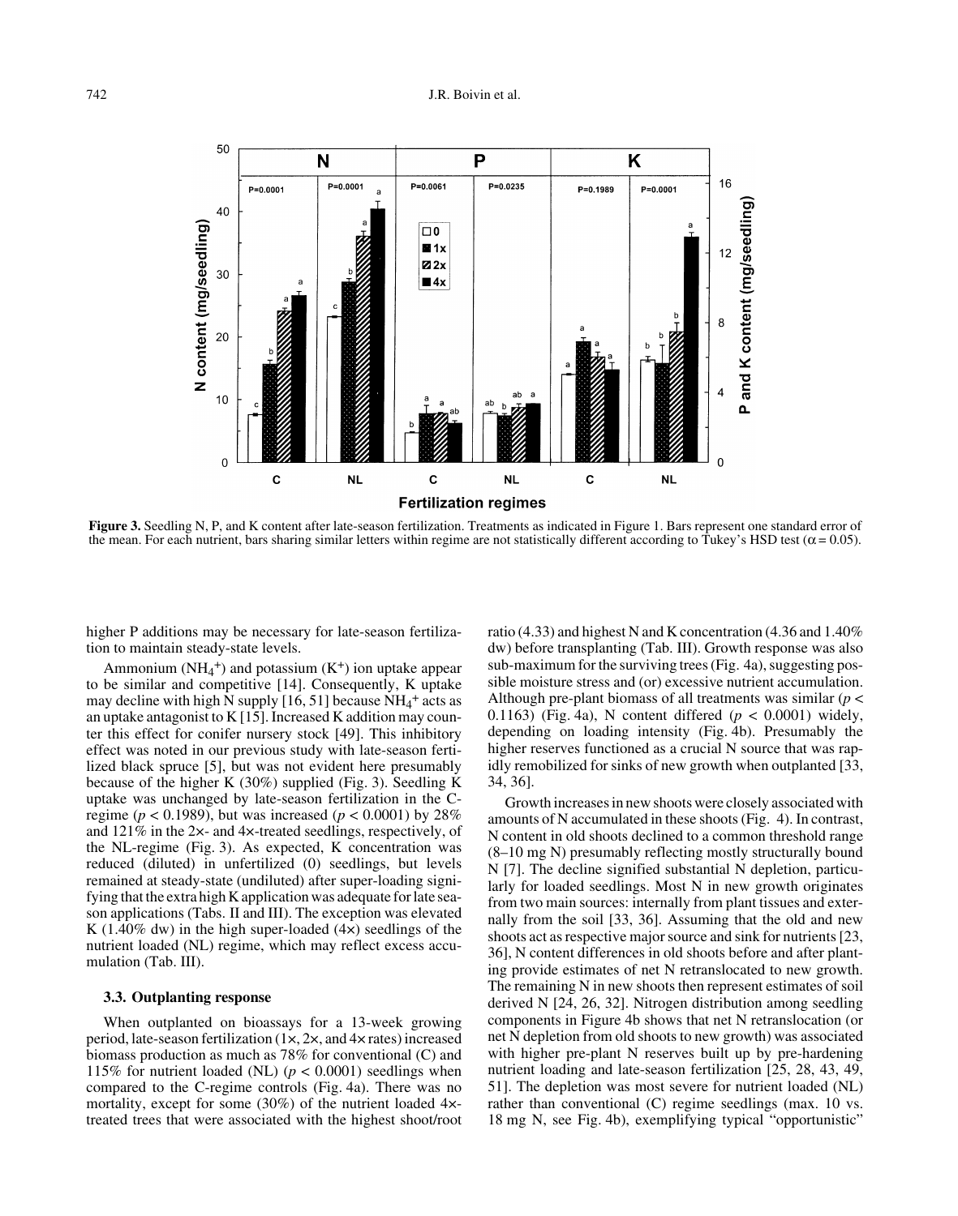**Figure 3.** Seedling N, P, and K content after late-season fertilization. Treatments as indicated in Figure 1. Bars represent one standard error of the mean. For each nutrient, bars sharing similar letters within regime are not statistically different according to Tukey's HSD test ($\alpha = 0.05$).

higher P additions may be necessary for late-season fertilization to maintain steady-state levels.

Ammonium ($NH_4^+$) and potassium ($K^+$) ion uptake appear to be similar and competitive [14]. Consequently, K uptake may decline with high N supply [16, 51] because $NH_4^+$ acts as an uptake antagonist to K [15]. Increased K addition may counter this effect for conifer nursery stock [49]. This inhibitory effect was noted in our previous study with late-season fertilized black spruce [5], but was not evident here presumably because of the higher K (30%) supplied (Fig. 3). Seedling K uptake was unchanged by late-season fertilization in the C-regime ($p < 0.1989$), but was increased ($p < 0.0001$) by 28% and 121% in the 2×- and 4×-treated seedlings, respectively, of the NL-regime (Fig. 3). As expected, K concentration was reduced (diluted) in unfertilized (0) seedlings, but levels remained at steady-state (undiluted) after super-loading signifying that the extra high K application was adequate for late season applications (Tabs. II and III). The exception was elevated K (1.40% dw) in the high super-loaded (4×) seedlings of the nutrient loaded (NL) regime, which may reflect excess accumulation (Tab. III).

### 3.3. Outplanting response

When outplanted on bioassays for a 13-week growing period, late-season fertilization (1×, 2×, and 4× rates) increased biomass production as much as 78% for conventional (C) and 115% for nutrient loaded (NL) ($p < 0.0001$) seedlings when compared to the C-regime controls (Fig. 4a). There was no mortality, except for some (30%) of the nutrient loaded 4×-treated trees that were associated with the highest shoot/root ratio (4.33) and highest N and K concentration (4.36 and 1.40% dw) before transplanting (Tab. III). Growth response was also sub-maximum for the surviving trees (Fig. 4a), suggesting possible moisture stress and (or) excessive nutrient accumulation. Although pre-plant biomass of all treatments was similar ($p < 0.1163$) (Fig. 4a), N content differed ($p < 0.0001$) widely, depending on loading intensity (Fig. 4b). Presumably the higher reserves functioned as a crucial N source that was rapidly remobilized for sinks of new growth when outplanted [33, 34, 36].

Growth increases in new shoots were closely associated with amounts of N accumulated in these shoots (Fig. 4). In contrast, N content in old shoots declined to a common threshold range (8–10 mg N) presumably reflecting mostly structurally bound N [7]. The decline signified substantial N depletion, particularly for loaded seedlings. Most N in new growth originates from two main sources: internally from plant tissues and externally from the soil [33, 36]. Assuming that the old and new shoots act as respective major source and sink for nutrients [23, 36], N content differences in old shoots before and after planting provide estimates of net N retranslocated to new growth. The remaining N in new shoots then represent estimates of soil derived N [24, 26, 32]. Nitrogen distribution among seedling components in Figure 4b shows that net N retranslocation (or net N depletion from old shoots to new growth) was associated with higher pre-plant N reserves built up by pre-hardening nutrient loading and late-season fertilization [25, 28, 43, 49, 51]. The depletion was most severe for nutrient loaded (NL) rather than conventional (C) regime seedlings (max. 10 vs. 18 mg N, see Fig. 4b), exemplifying typical "opportunistic"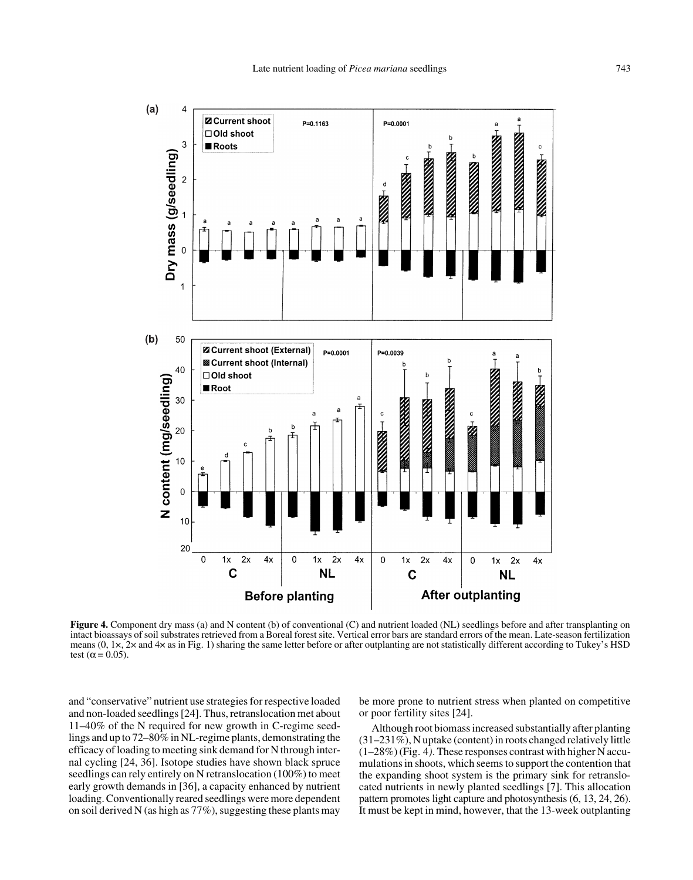**Figure 4.** Component dry mass (a) and N content (b) of conventional (C) and nutrient loaded (NL) seedlings before and after transplanting on intact bioassays of soil substrates retrieved from a Boreal forest site. Vertical error bars are standard errors of the mean. Late-season fertilization means (0, 1×, 2× and 4× as in Fig. 1) sharing the same letter before or after outplanting are not statistically different according to Tukey's HSD test ($\alpha = 0.05$).

and "conservative" nutrient use strategies for respective loaded and non-loaded seedlings [24]. Thus, retranslocation met about 11–40% of the N required for new growth in C-regime seedlings and up to 72–80% in NL-regime plants, demonstrating the efficacy of loading to meeting sink demand for N through internal cycling [24, 36]. Isotope studies have shown black spruce seedlings can rely entirely on N retranslocation (100%) to meet early growth demands in [36], a capacity enhanced by nutrient loading. Conventionally reared seedlings were more dependent on soil derived N (as high as 77%), suggesting these plants may be more prone to nutrient stress when planted on competitive or poor fertility sites [24].

Although root biomass increased substantially after planting (31–231%), N uptake (content) in roots changed relatively little (1–28%) (Fig. 4). These responses contrast with higher N accumulations in shoots, which seems to support the contention that the expanding shoot system is the primary sink for retranslocated nutrients in newly planted seedlings [7]. This allocation pattern promotes light capture and photosynthesis (6, 13, 24, 26). It must be kept in mind, however, that the 13-week outplanting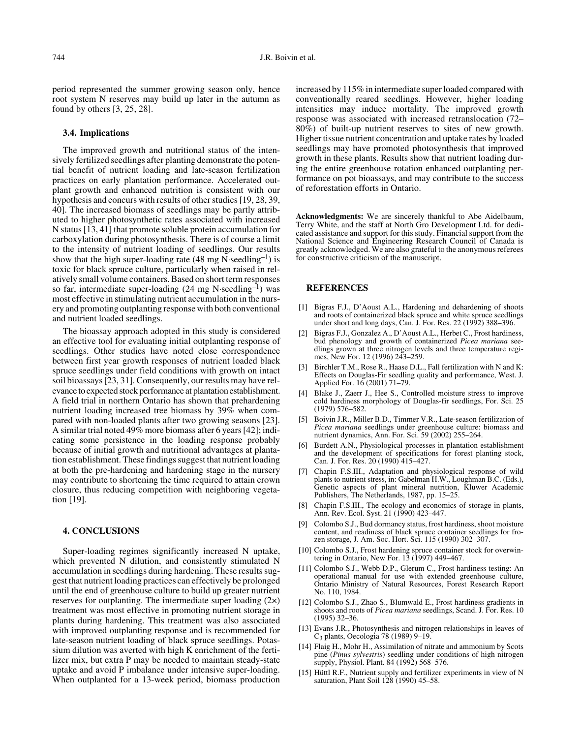period represented the summer growing season only, hence root system N reserves may build up later in the autumn as found by others [3, 25, 28].

### 3.4. Implications

The improved growth and nutritional status of the intensively fertilized seedlings after planting demonstrate the potential benefit of nutrient loading and late-season fertilization practices on early plantation performance. Accelerated outplant growth and enhanced nutrition is consistent with our hypothesis and concurs with results of other studies [19, 28, 39, 40]. The increased biomass of seedlings may be partly attributed to higher photosynthetic rates associated with increased N status [13, 41] that promote soluble protein accumulation for carboxylation during photosynthesis. There is of course a limit to the intensity of nutrient loading of seedlings. Our results show that the high super-loading rate (48 mg N·seedling$^{-1}$) is toxic for black spruce culture, particularly when raised in relatively small volume containers. Based on short term responses so far, intermediate super-loading (24 mg N·seedling$^{-1}$) was most effective in stimulating nutrient accumulation in the nursery and promoting outplanting response with both conventional and nutrient loaded seedlings.

The bioassay approach adopted in this study is considered an effective tool for evaluating initial outplanting response of seedlings. Other studies have noted close correspondence between first year growth responses of nutrient loaded black spruce seedlings under field conditions with growth on intact soil bioassays [23, 31]. Consequently, our results may have relevance to expected stock performance at plantation establishment. A field trial in northern Ontario has shown that prehardening nutrient loading increased tree biomass by 39% when compared with non-loaded plants after two growing seasons [23]. A similar trial noted 49% more biomass after 6 years [42]; indicating some persistence in the loading response probably because of initial growth and nutritional advantages at plantation establishment. These findings suggest that nutrient loading at both the pre-hardening and hardening stage in the nursery may contribute to shortening the time required to attain crown closure, thus reducing competition with neighboring vegetation [19].

## 4. CONCLUSIONS

Super-loading regimes significantly increased N uptake, which prevented N dilution, and consistently stimulated N accumulation in seedlings during hardening. These results suggest that nutrient loading practices can effectively be prolonged until the end of greenhouse culture to build up greater nutrient reserves for outplanting. The intermediate super loading (2×) treatment was most effective in promoting nutrient storage in plants during hardening. This treatment was also associated with improved outplanting response and is recommended for late-season nutrient loading of black spruce seedlings. Potassium dilution was averted with high K enrichment of the fertilizer mix, but extra P may be needed to maintain steady-state uptake and avoid P imbalance under intensive super-loading. When outplanted for a 13-week period, biomass production increased by 115% in intermediate super loaded compared with conventionally reared seedlings. However, higher loading intensities may induce mortality. The improved growth response was associated with increased retranslocation (72–80%) of built-up nutrient reserves to sites of new growth. Higher tissue nutrient concentration and uptake rates by loaded seedlings may have promoted photosynthesis that improved growth in these plants. Results show that nutrient loading during the entire greenhouse rotation enhanced outplanting performance on pot bioassays, and may contribute to the success of reforestation efforts in Ontario.

**Acknowledgments:** We are sincerely thankful to Abe Aidelbaum, Terry White, and the staff at North Gro Development Ltd. for dedicated assistance and support for this study. Financial support from the National Science and Engineering Research Council of Canada is greatly acknowledged. We are also grateful to the anonymous referees for constructive criticism of the manuscript.

## REFERENCES

[1] Bigras F.J., D'Aoust A.L., Hardening and dehardening of shoots and roots of containerized black spruce and white spruce seedlings under short and long days, Can. J. For. Res. 22 (1992) 388–396.

[2] Bigras F.J., Gonzalez A., D'Aoust A.L., Herbet C., Frost hardiness, bud phenology and growth of containerized *Picea mariana* seedlings grown at three nitrogen levels and three temperature regimes, New For. 12 (1996) 243–259.

[3] Birchler T.M., Rose R., Haase D.L., Fall fertilization with N and K: Effects on Douglas-Fir seedling quality and performance, West. J. Applied For. 16 (2001) 71–79.

[4] Blake J., Zaerr J., Hee S., Controlled moisture stress to improve cold hardiness morphology of Douglas-fir seedlings, For. Sci. 25 (1979) 576–582.

[5] Boivin J.R., Miller B.D., Timmer V.R., Late-season fertilization of *Picea mariana* seedlings under greenhouse culture: biomass and nutrient dynamics, Ann. For. Sci. 59 (2002) 255–264.

[6] Burdett A.N., Physiological processes in plantation establishment and the development of specifications for forest planting stock, Can. J. For. Res. 20 (1990) 415–427.

[7] Chapin F.S.III., Adaptation and physiological response of wild plants to nutrient stress, in: Gabelman H.W., Loughman B.C. (Eds.), Genetic aspects of plant mineral nutrition, Kluwer Academic Publishers, The Netherlands, 1987, pp. 15–25.

[8] Chapin F.S.III., The ecology and economics of storage in plants, Ann. Rev. Ecol. Syst. 21 (1990) 423–447.

[9] Colombo S.J., Bud dormancy status, frost hardiness, shoot moisture content, and readiness of black spruce container seedlings for frozen storage, J. Am. Soc. Hort. Sci. 115 (1990) 302–307.

[10] Colombo S.J., Frost hardening spruce container stock for overwintering in Ontario, New For. 13 (1997) 449–467.

[11] Colombo S.J., Webb D.P., Glerum C., Frost hardiness testing: An operational manual for use with extended greenhouse culture, Ontario Ministry of Natural Resources, Forest Research Report No. 110, 1984.

[12] Colombo S.J., Zhao S., Blumwald E., Frost hardiness gradients in shoots and roots of *Picea mariana* seedlings, Scand. J. For. Res. 10 (1995) 32–36.

[13] Evans J.R., Photosynthesis and nitrogen relationships in leaves of $C_3$ plants, Oecologia 78 (1989) 9–19.

[14] Flaig H., Mohr H., Assimilation of nitrate and ammonium by Scots pine (*Pinus sylvestris*) seedling under conditions of high nitrogen supply, Physiol. Plant. 84 (1992) 568–576.

[15] Hüttl R.F., Nutrient supply and fertilizer experiments in view of N saturation, Plant Soil 128 (1990) 45–58.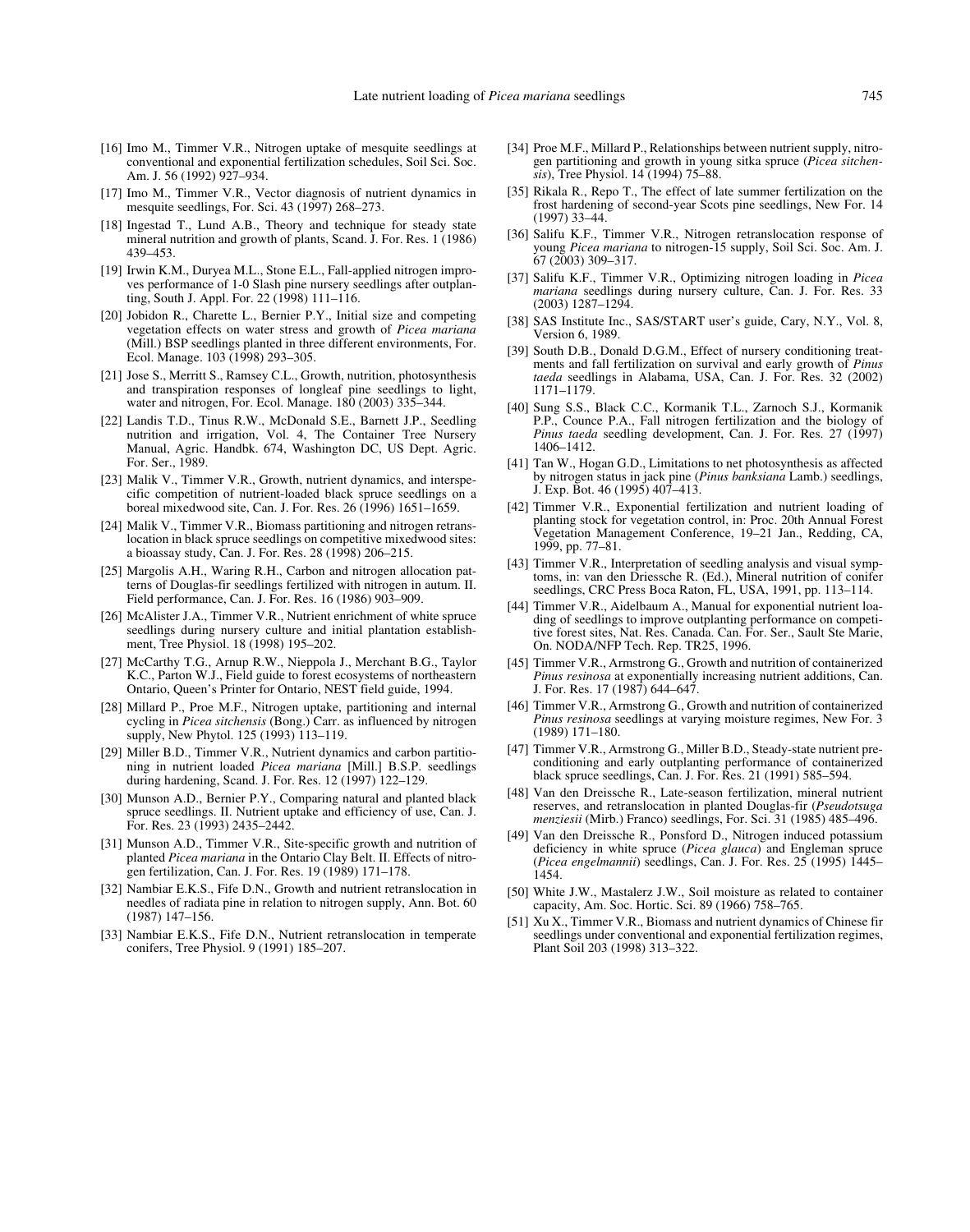[16] Imo M., Timmer V.R., Nitrogen uptake of mesquite seedlings at conventional and exponential fertilization schedules, Soil Sci. Soc. Am. J. 56 (1992) 927–934.

[17] Imo M., Timmer V.R., Vector diagnosis of nutrient dynamics in mesquite seedlings, For. Sci. 43 (1997) 268–273.

[18] Ingestad T., Lund A.B., Theory and technique for steady state mineral nutrition and growth of plants, Scand. J. For. Res. 1 (1986) 439–453.

[19] Irwin K.M., Duryea M.L., Stone E.L., Fall-applied nitrogen improves performance of 1-0 Slash pine nursery seedlings after outplanting, South J. Appl. For. 22 (1998) 111–116.

[20] Jobidon R., Charette L., Bernier P.Y., Initial size and competing vegetation effects on water stress and growth of *Picea mariana* (Mill.) BSP seedlings planted in three different environments, For. Ecol. Manage. 103 (1998) 293–305.

[21] Jose S., Merritt S., Ramsey C.L., Growth, nutrition, photosynthesis and transpiration responses of longleaf pine seedlings to light, water and nitrogen, For. Ecol. Manage. 180 (2003) 335–344.

[22] Landis T.D., Tinus R.W., McDonald S.E., Barnett J.P., Seedling nutrition and irrigation, Vol. 4, The Container Tree Nursery Manual, Agric. Handbk. 674, Washington DC, US Dept. Agric. For. Ser., 1989.

[23] Malik V., Timmer V.R., Growth, nutrient dynamics, and interspecific competition of nutrient-loaded black spruce seedlings on a boreal mixedwood site, Can. J. For. Res. 26 (1996) 1651–1659.

[24] Malik V., Timmer V.R., Biomass partitioning and nitrogen retranslocation in black spruce seedlings on competitive mixedwood sites: a bioassay study, Can. J. For. Res. 28 (1998) 206–215.

[25] Margolis A.H., Waring R.H., Carbon and nitrogen allocation patterns of Douglas-fir seedlings fertilized with nitrogen in autum. II. Field performance, Can. J. For. Res. 16 (1986) 903–909.

[26] McAlister J.A., Timmer V.R., Nutrient enrichment of white spruce seedlings during nursery culture and initial plantation establishment, Tree Physiol. 18 (1998) 195–202.

[27] McCarthy T.G., Arnup R.W., Nieppola J., Merchant B.G., Taylor K.C., Parton W.J., Field guide to forest ecosystems of northeastern Ontario, Queen's Printer for Ontario, NEST field guide, 1994.

[28] Millard P., Proe M.F., Nitrogen uptake, partitioning and internal cycling in *Picea sitchensis* (Bong.) Carr. as influenced by nitrogen supply, New Phytol. 125 (1993) 113–119.

[29] Miller B.D., Timmer V.R., Nutrient dynamics and carbon partitioning in nutrient loaded *Picea mariana* [Mill.] B.S.P. seedlings during hardening, Scand. J. For. Res. 12 (1997) 122–129.

[30] Munson A.D., Bernier P.Y., Comparing natural and planted black spruce seedlings. II. Nutrient uptake and efficiency of use, Can. J. For. Res. 23 (1993) 2435–2442.

[31] Munson A.D., Timmer V.R., Site-specific growth and nutrition of planted *Picea mariana* in the Ontario Clay Belt. II. Effects of nitrogen fertilization, Can. J. For. Res. 19 (1989) 171–178.

[32] Nambiar E.K.S., Fife D.N., Growth and nutrient retranslocation in needles of radiata pine in relation to nitrogen supply, Ann. Bot. 60 (1987) 147–156.

[33] Nambiar E.K.S., Fife D.N., Nutrient retranslocation in temperate conifers, Tree Physiol. 9 (1991) 185–207.

[34] Proe M.F., Millard P., Relationships between nutrient supply, nitrogen partitioning and growth in young sitka spruce (*Picea sitchensis*), Tree Physiol. 14 (1994) 75–88.

[35] Rikala R., Repo T., The effect of late summer fertilization on the frost hardening of second-year Scots pine seedlings, New For. 14 (1997) 33–44.

[36] Salifu K.F., Timmer V.R., Nitrogen retranslocation response of young *Picea mariana* to nitrogen-15 supply, Soil Sci. Soc. Am. J. 67 (2003) 309–317.

[37] Salifu K.F., Timmer V.R., Optimizing nitrogen loading in *Picea mariana* seedlings during nursery culture, Can. J. For. Res. 33 (2003) 1287–1294.

[38] SAS Institute Inc., SAS/START user's guide, Cary, N.Y., Vol. 8, Version 6, 1989.

[39] South D.B., Donald D.G.M., Effect of nursery conditioning treatments and fall fertilization on survival and early growth of *Pinus taeda* seedlings in Alabama, USA, Can. J. For. Res. 32 (2002) 1171–1179.

[40] Sung S.S., Black C.C., Kormanik T.L., Zarnoch S.J., Kormanik P.P., Counce P.A., Fall nitrogen fertilization and the biology of *Pinus taeda* seedling development, Can. J. For. Res. 27 (1997) 1406–1412.

[41] Tan W., Hogan G.D., Limitations to net photosynthesis as affected by nitrogen status in jack pine (*Pinus banksiana* Lamb.) seedlings, J. Exp. Bot. 46 (1995) 407–413.

[42] Timmer V.R., Exponential fertilization and nutrient loading of planting stock for vegetation control, in: Proc. 20th Annual Forest Vegetation Management Conference, 19–21 Jan., Redding, CA, 1999, pp. 77–81.

[43] Timmer V.R., Interpretation of seedling analysis and visual symptoms, in: van den Driessche R. (Ed.), Mineral nutrition of conifer seedlings, CRC Press Boca Raton, FL, USA, 1991, pp. 113–114.

[44] Timmer V.R., Aidelbaum A., Manual for exponential nutrient loading of seedlings to improve outplanting performance on competitive forest sites, Nat. Res. Canada. Can. For. Ser., Sault Ste Marie, On. NODA/NFP Tech. Rep. TR25, 1996.

[45] Timmer V.R., Armstrong G., Growth and nutrition of containerized *Pinus resinosa* at exponentially increasing nutrient additions, Can. J. For. Res. 17 (1987) 644–647.

[46] Timmer V.R., Armstrong G., Growth and nutrition of containerized *Pinus resinosa* seedlings at varying moisture regimes, New For. 3 (1989) 171–180.

[47] Timmer V.R., Armstrong G., Miller B.D., Steady-state nutrient preconditioning and early outplanting performance of containerized black spruce seedlings, Can. J. For. Res. 21 (1991) 585–594.

[48] Van den Dreissche R., Late-season fertilization, mineral nutrient reserves, and retranslocation in planted Douglas-fir (*Pseudotsuga menziesii* (Mirb.) Franco) seedlings, For. Sci. 31 (1985) 485–496.

[49] Van den Dreissche R., Ponsford D., Nitrogen induced potassium deficiency in white spruce (*Picea glauca*) and Engleman spruce (*Picea engelmannii*) seedlings, Can. J. For. Res. 25 (1995) 1445–1454.

[50] White J.W., Mastalerz J.W., Soil moisture as related to container capacity, Am. Soc. Hortic. Sci. 89 (1966) 758–765.

[51] Xu X., Timmer V.R., Biomass and nutrient dynamics of Chinese fir seedlings under conventional and exponential fertilization regimes, Plant Soil 203 (1998) 313–322.